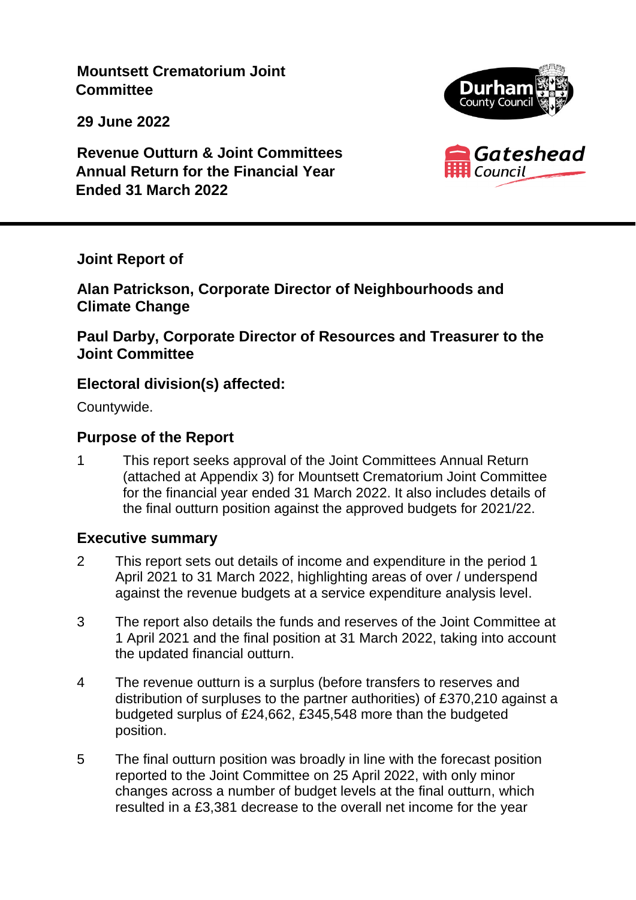**Mountsett Crematorium Joint Committee**

**29 June 2022**

**Revenue Outturn & Joint Committees Annual Return for the Financial Year Ended 31 March 2022**

---

**Joint Report of**

**Alan Patrickson, Corporate Director of Neighbourhoods and Climate Change**

**Paul Darby, Corporate Director of Resources and Treasurer to the Joint Committee**

## Electoral division(s) affected:

Countywide.

## Purpose of the Report

1 This report seeks approval of the Joint Committees Annual Return (attached at Appendix 3) for Mountsett Crematorium Joint Committee for the financial year ended 31 March 2022. It also includes details of the final outturn position against the approved budgets for 2021/22.

## Executive summary

2 This report sets out details of income and expenditure in the period 1 April 2021 to 31 March 2022, highlighting areas of over / underspend against the revenue budgets at a service expenditure analysis level.

3 The report also details the funds and reserves of the Joint Committee at 1 April 2021 and the final position at 31 March 2022, taking into account the updated financial outturn.

4 The revenue outturn is a surplus (before transfers to reserves and distribution of surpluses to the partner authorities) of £370,210 against a budgeted surplus of £24,662, £345,548 more than the budgeted position.

5 The final outturn position was broadly in line with the forecast position reported to the Joint Committee on 25 April 2022, with only minor changes across a number of budget levels at the final outturn, which resulted in a £3,381 decrease to the overall net income for the year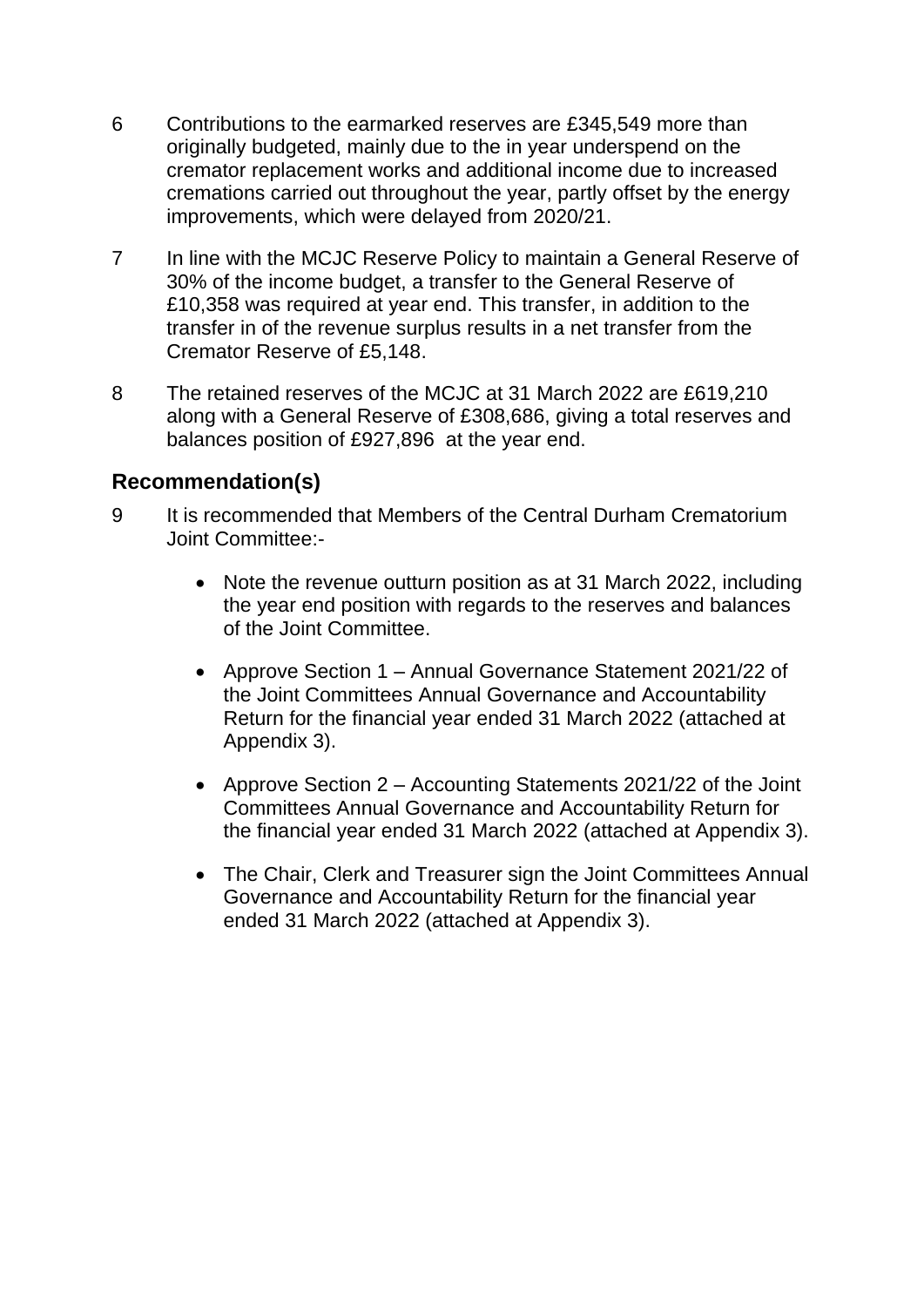6 Contributions to the earmarked reserves are £345,549 more than originally budgeted, mainly due to the in year underspend on the cremator replacement works and additional income due to increased cremations carried out throughout the year, partly offset by the energy improvements, which were delayed from 2020/21.

7 In line with the MCJC Reserve Policy to maintain a General Reserve of 30% of the income budget, a transfer to the General Reserve of £10,358 was required at year end. This transfer, in addition to the transfer in of the revenue surplus results in a net transfer from the Cremator Reserve of £5,148.

8 The retained reserves of the MCJC at 31 March 2022 are £619,210 along with a General Reserve of £308,686, giving a total reserves and balances position of £927,896 at the year end.

## Recommendation(s)

9 It is recommended that Members of the Central Durham Crematorium Joint Committee:-

- Note the revenue outturn position as at 31 March 2022, including the year end position with regards to the reserves and balances of the Joint Committee.
- Approve Section 1 – Annual Governance Statement 2021/22 of the Joint Committees Annual Governance and Accountability Return for the financial year ended 31 March 2022 (attached at Appendix 3).
- Approve Section 2 – Accounting Statements 2021/22 of the Joint Committees Annual Governance and Accountability Return for the financial year ended 31 March 2022 (attached at Appendix 3).
- The Chair, Clerk and Treasurer sign the Joint Committees Annual Governance and Accountability Return for the financial year ended 31 March 2022 (attached at Appendix 3).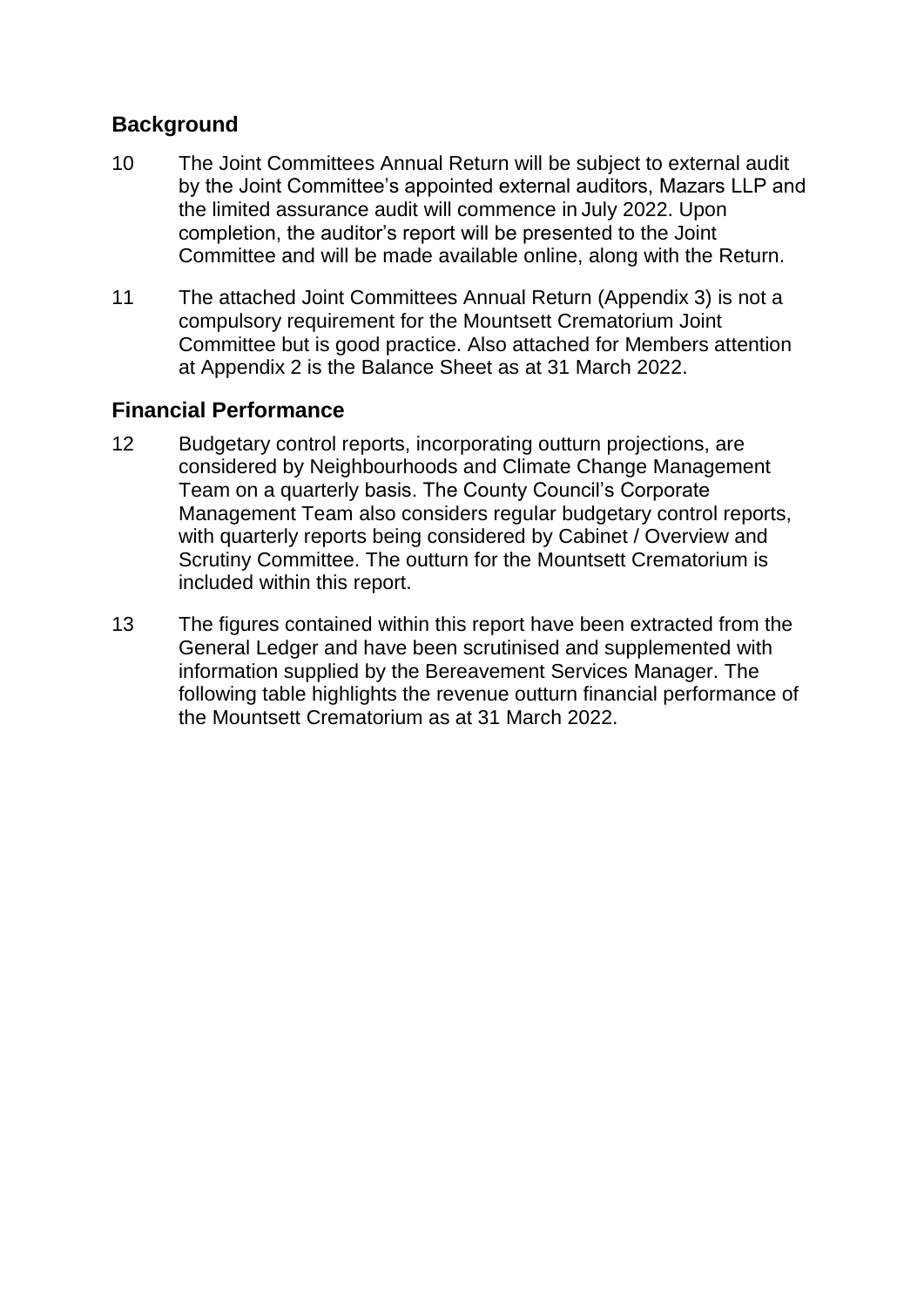## Background

10 The Joint Committees Annual Return will be subject to external audit by the Joint Committee's appointed external auditors, Mazars LLP and the limited assurance audit will commence in July 2022. Upon completion, the auditor's report will be presented to the Joint Committee and will be made available online, along with the Return.

11 The attached Joint Committees Annual Return (Appendix 3) is not a compulsory requirement for the Mountsett Crematorium Joint Committee but is good practice. Also attached for Members attention at Appendix 2 is the Balance Sheet as at 31 March 2022.

## Financial Performance

12 Budgetary control reports, incorporating outturn projections, are considered by Neighbourhoods and Climate Change Management Team on a quarterly basis. The County Council's Corporate Management Team also considers regular budgetary control reports, with quarterly reports being considered by Cabinet / Overview and Scrutiny Committee. The outturn for the Mountsett Crematorium is included within this report.

13 The figures contained within this report have been extracted from the General Ledger and have been scrutinised and supplemented with information supplied by the Bereavement Services Manager. The following table highlights the revenue outturn financial performance of the Mountsett Crematorium as at 31 March 2022.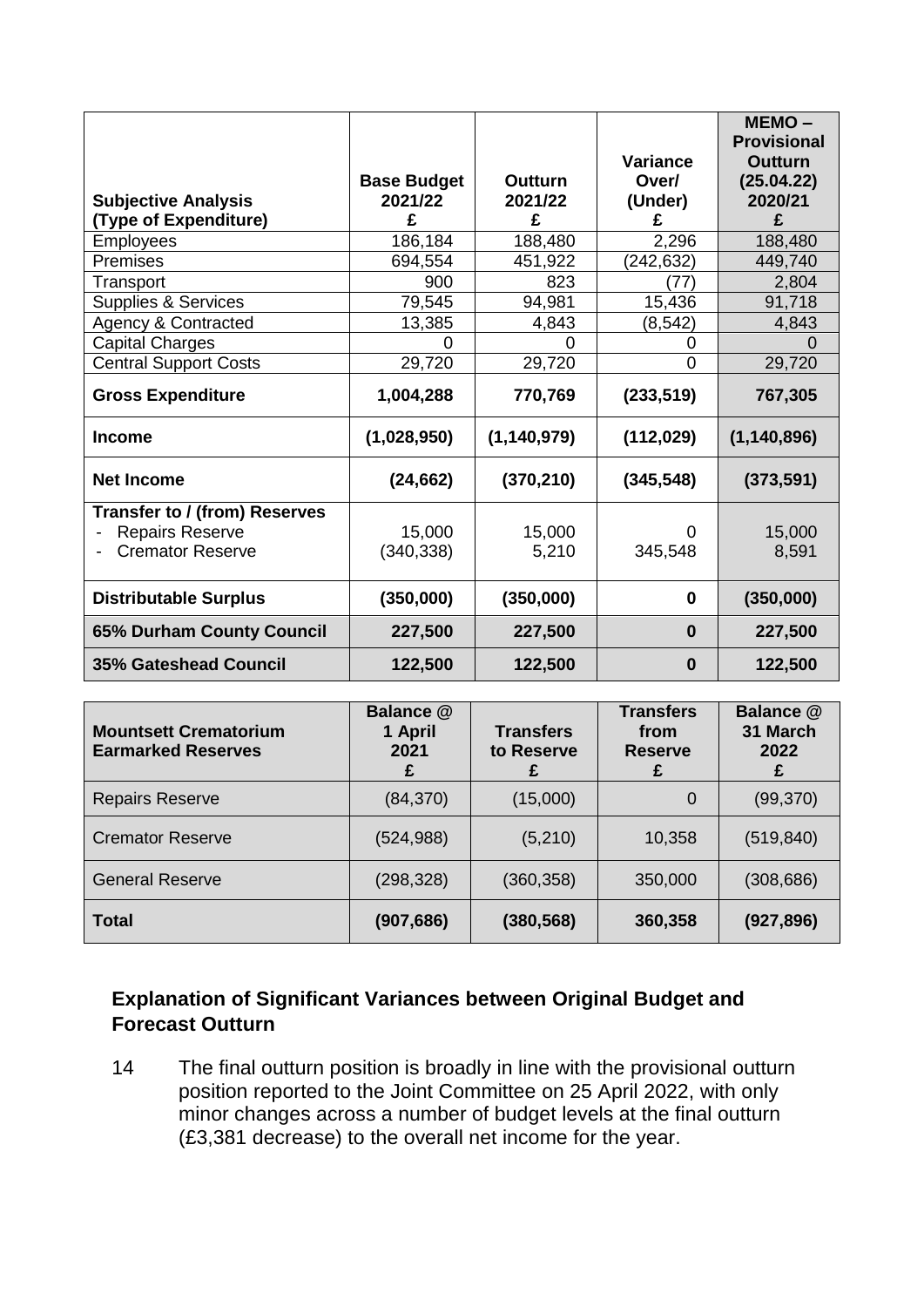| Subjective Analysis (Type of Expenditure) | Base Budget 2021/22 £ | Outturn 2021/22 £ | Variance Over/ (Under) £ | MEMO – Provisional Outturn (25.04.22) 2020/21 £ |
|---|---|---|---|---|
| Employees | 186,184 | 188,480 | 2,296 | 188,480 |
| Premises | 694,554 | 451,922 | (242,632) | 449,740 |
| Transport | 900 | 823 | (77) | 2,804 |
| Supplies & Services | 79,545 | 94,981 | 15,436 | 91,718 |
| Agency & Contracted | 13,385 | 4,843 | (8,542) | 4,843 |
| Capital Charges | 0 | 0 | 0 | 0 |
| Central Support Costs | 29,720 | 29,720 | 0 | 29,720 |
| **Gross Expenditure** | **1,004,288** | **770,769** | **(233,519)** | **767,305** |
| **Income** | **(1,028,950)** | **(1,140,979)** | **(112,029)** | **(1,140,896)** |
| **Net Income** | **(24,662)** | **(370,210)** | **(345,548)** | **(373,591)** |
| **Transfer to / (from) Reserves** | | | | |
| - Repairs Reserve | 15,000 | 15,000 | 0 | 15,000 |
| - Cremator Reserve | (340,338) | 5,210 | 345,548 | 8,591 |
| **Distributable Surplus** | **(350,000)** | **(350,000)** | **0** | **(350,000)** |
| **65% Durham County Council** | **227,500** | **227,500** | **0** | **227,500** |
| **35% Gateshead Council** | **122,500** | **122,500** | **0** | **122,500** |

| Mountsett Crematorium Earmarked Reserves | Balance @ 1 April 2021 £ | Transfers to Reserve £ | Transfers from Reserve £ | Balance @ 31 March 2022 £ |
|---|---|---|---|---|
| Repairs Reserve | (84,370) | (15,000) | 0 | (99,370) |
| Cremator Reserve | (524,988) | (5,210) | 10,358 | (519,840) |
| General Reserve | (298,328) | (360,358) | 350,000 | (308,686) |
| **Total** | **(907,686)** | **(380,568)** | **360,358** | **(927,896)** |

### Explanation of Significant Variances between Original Budget and Forecast Outturn

14 The final outturn position is broadly in line with the provisional outturn position reported to the Joint Committee on 25 April 2022, with only minor changes across a number of budget levels at the final outturn (£3,381 decrease) to the overall net income for the year.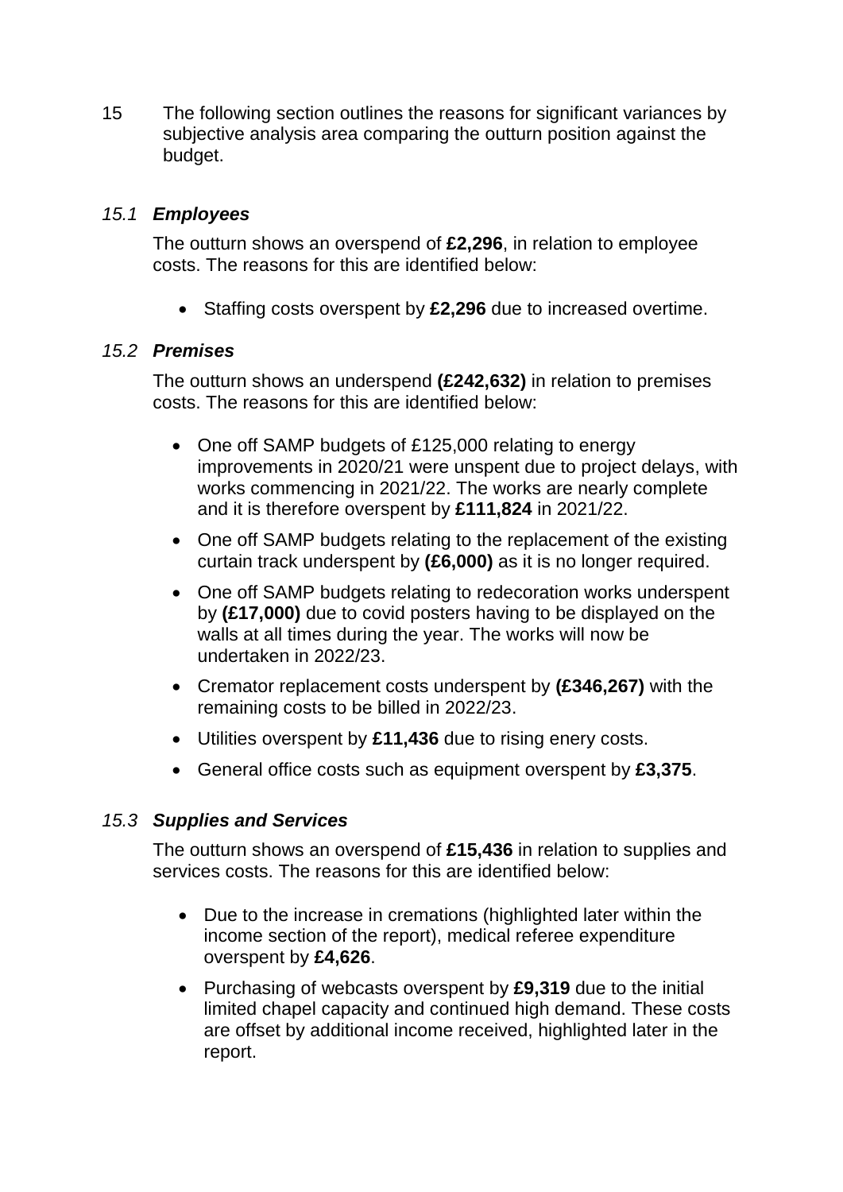15 The following section outlines the reasons for significant variances by subjective analysis area comparing the outturn position against the budget.

### *15.1 Employees*

The outturn shows an overspend of **£2,296**, in relation to employee costs. The reasons for this are identified below:

- Staffing costs overspent by **£2,296** due to increased overtime.

### *15.2 Premises*

The outturn shows an underspend **(£242,632)** in relation to premises costs. The reasons for this are identified below:

- One off SAMP budgets of £125,000 relating to energy improvements in 2020/21 were unspent due to project delays, with works commencing in 2021/22. The works are nearly complete and it is therefore overspent by **£111,824** in 2021/22.
- One off SAMP budgets relating to the replacement of the existing curtain track underspent by **(£6,000)** as it is no longer required.
- One off SAMP budgets relating to redecoration works underspent by **(£17,000)** due to covid posters having to be displayed on the walls at all times during the year. The works will now be undertaken in 2022/23.
- Cremator replacement costs underspent by **(£346,267)** with the remaining costs to be billed in 2022/23.
- Utilities overspent by **£11,436** due to rising enery costs.
- General office costs such as equipment overspent by **£3,375**.

### *15.3 Supplies and Services*

The outturn shows an overspend of **£15,436** in relation to supplies and services costs. The reasons for this are identified below:

- Due to the increase in cremations (highlighted later within the income section of the report), medical referee expenditure overspent by **£4,626**.
- Purchasing of webcasts overspent by **£9,319** due to the initial limited chapel capacity and continued high demand. These costs are offset by additional income received, highlighted later in the report.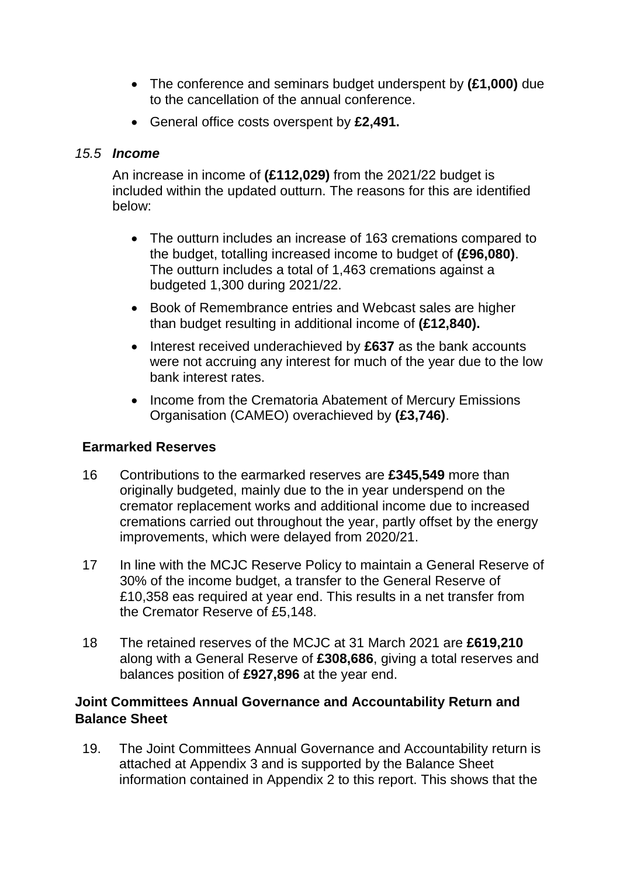- The conference and seminars budget underspent by **(£1,000)** due to the cancellation of the annual conference.
- General office costs overspent by **£2,491.**

*15.5* ***Income***

An increase in income of **(£112,029)** from the 2021/22 budget is included within the updated outturn. The reasons for this are identified below:

- The outturn includes an increase of 163 cremations compared to the budget, totalling increased income to budget of **(£96,080)**. The outturn includes a total of 1,463 cremations against a budgeted 1,300 during 2021/22.
- Book of Remembrance entries and Webcast sales are higher than budget resulting in additional income of **(£12,840).**
- Interest received underachieved by **£637** as the bank accounts were not accruing any interest for much of the year due to the low bank interest rates.
- Income from the Crematoria Abatement of Mercury Emissions Organisation (CAMEO) overachieved by **(£3,746)**.

## Earmarked Reserves

16 Contributions to the earmarked reserves are **£345,549** more than originally budgeted, mainly due to the in year underspend on the cremator replacement works and additional income due to increased cremations carried out throughout the year, partly offset by the energy improvements, which were delayed from 2020/21.

17 In line with the MCJC Reserve Policy to maintain a General Reserve of 30% of the income budget, a transfer to the General Reserve of £10,358 eas required at year end. This results in a net transfer from the Cremator Reserve of £5,148.

18 The retained reserves of the MCJC at 31 March 2021 are **£619,210** along with a General Reserve of **£308,686**, giving a total reserves and balances position of **£927,896** at the year end.

## Joint Committees Annual Governance and Accountability Return and Balance Sheet

19. The Joint Committees Annual Governance and Accountability return is attached at Appendix 3 and is supported by the Balance Sheet information contained in Appendix 2 to this report. This shows that the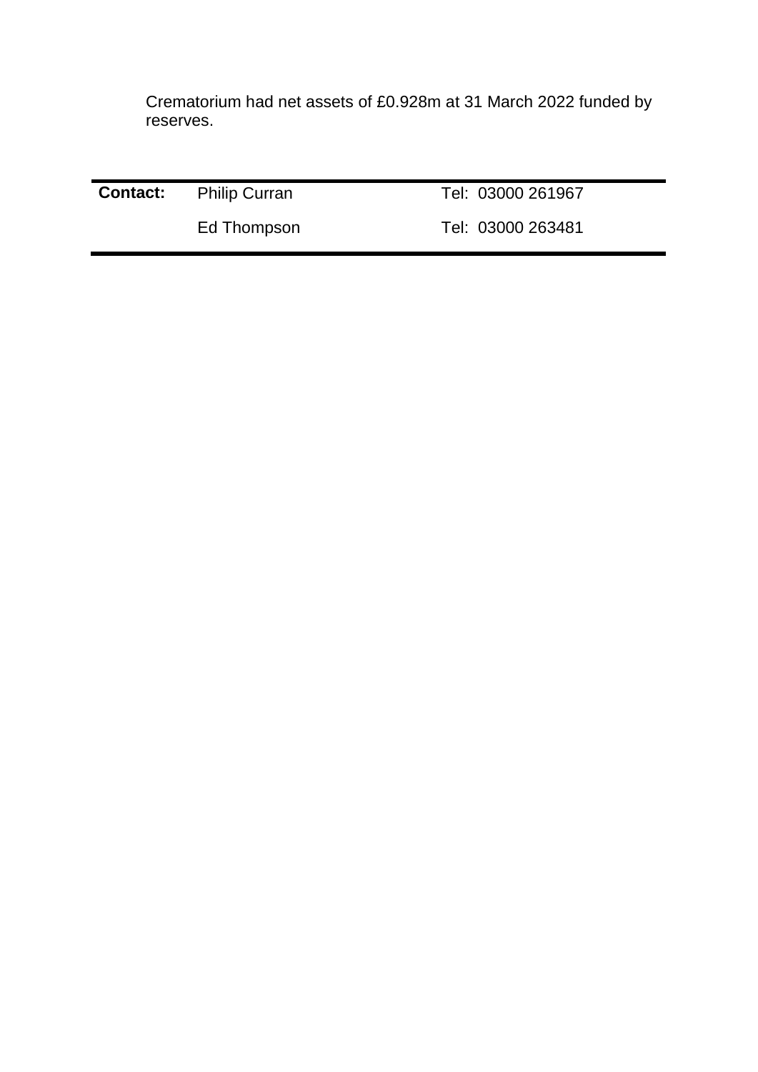Crematorium had net assets of £0.928m at 31 March 2022 funded by reserves.

| **Contact:** | Philip Curran | Tel: 03000 261967 |
|---|---|---|
| | Ed Thompson | Tel: 03000 263481 |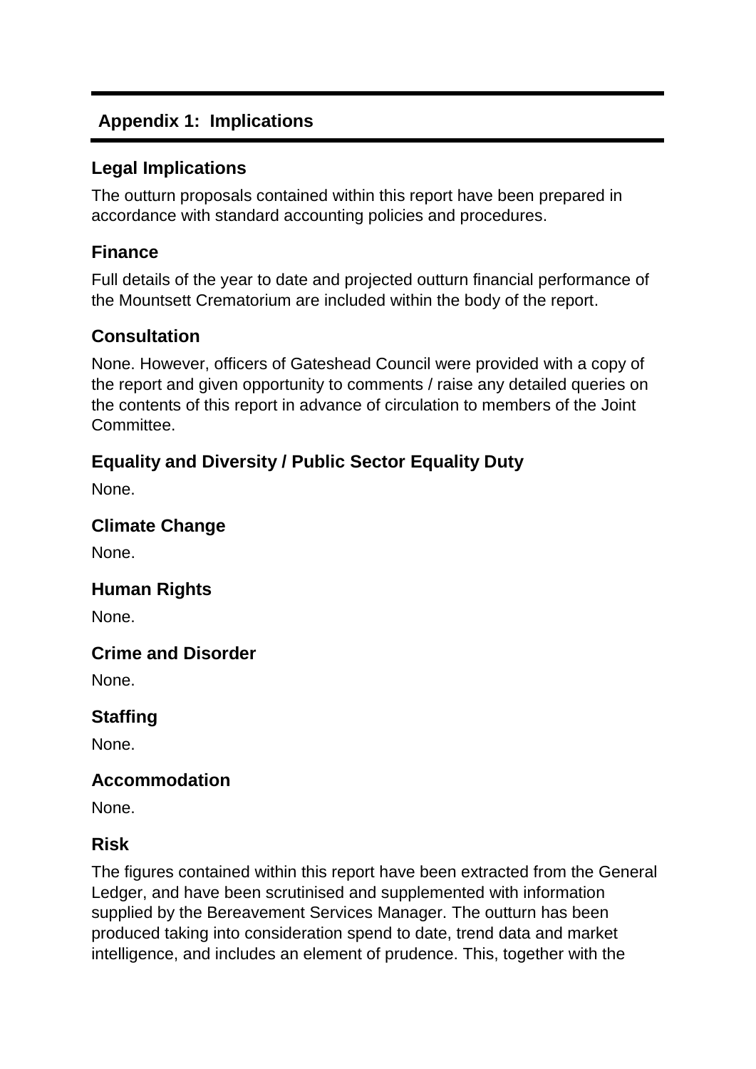## Appendix 1: Implications

### Legal Implications

The outturn proposals contained within this report have been prepared in accordance with standard accounting policies and procedures.

### Finance

Full details of the year to date and projected outturn financial performance of the Mountsett Crematorium are included within the body of the report.

### Consultation

None. However, officers of Gateshead Council were provided with a copy of the report and given opportunity to comments / raise any detailed queries on the contents of this report in advance of circulation to members of the Joint Committee.

### Equality and Diversity / Public Sector Equality Duty

None.

### Climate Change

None.

### Human Rights

None.

### Crime and Disorder

None.

### Staffing

None.

### Accommodation

None.

### Risk

The figures contained within this report have been extracted from the General Ledger, and have been scrutinised and supplemented with information supplied by the Bereavement Services Manager. The outturn has been produced taking into consideration spend to date, trend data and market intelligence, and includes an element of prudence. This, together with the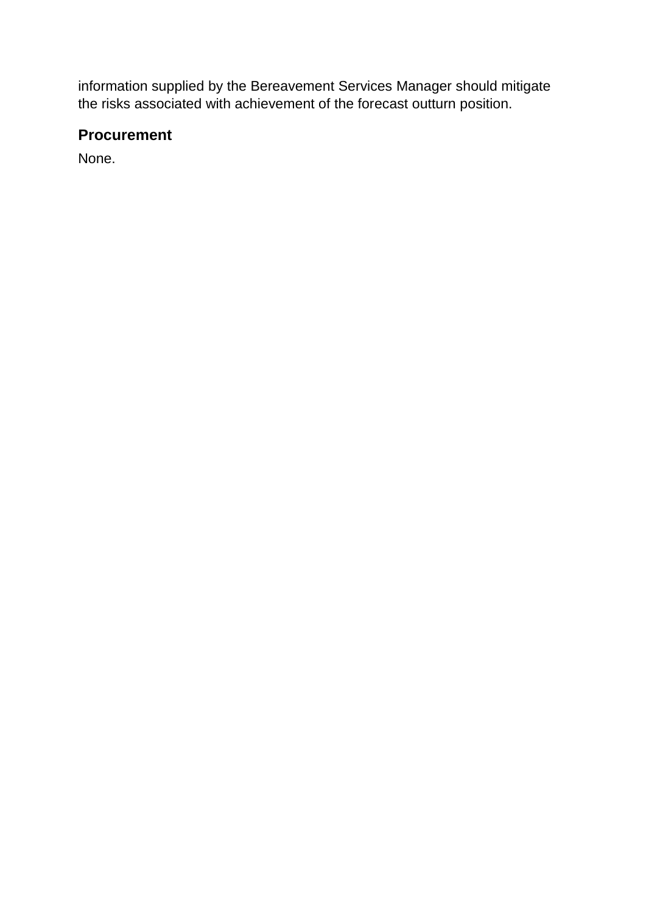information supplied by the Bereavement Services Manager should mitigate the risks associated with achievement of the forecast outturn position.

## Procurement

None.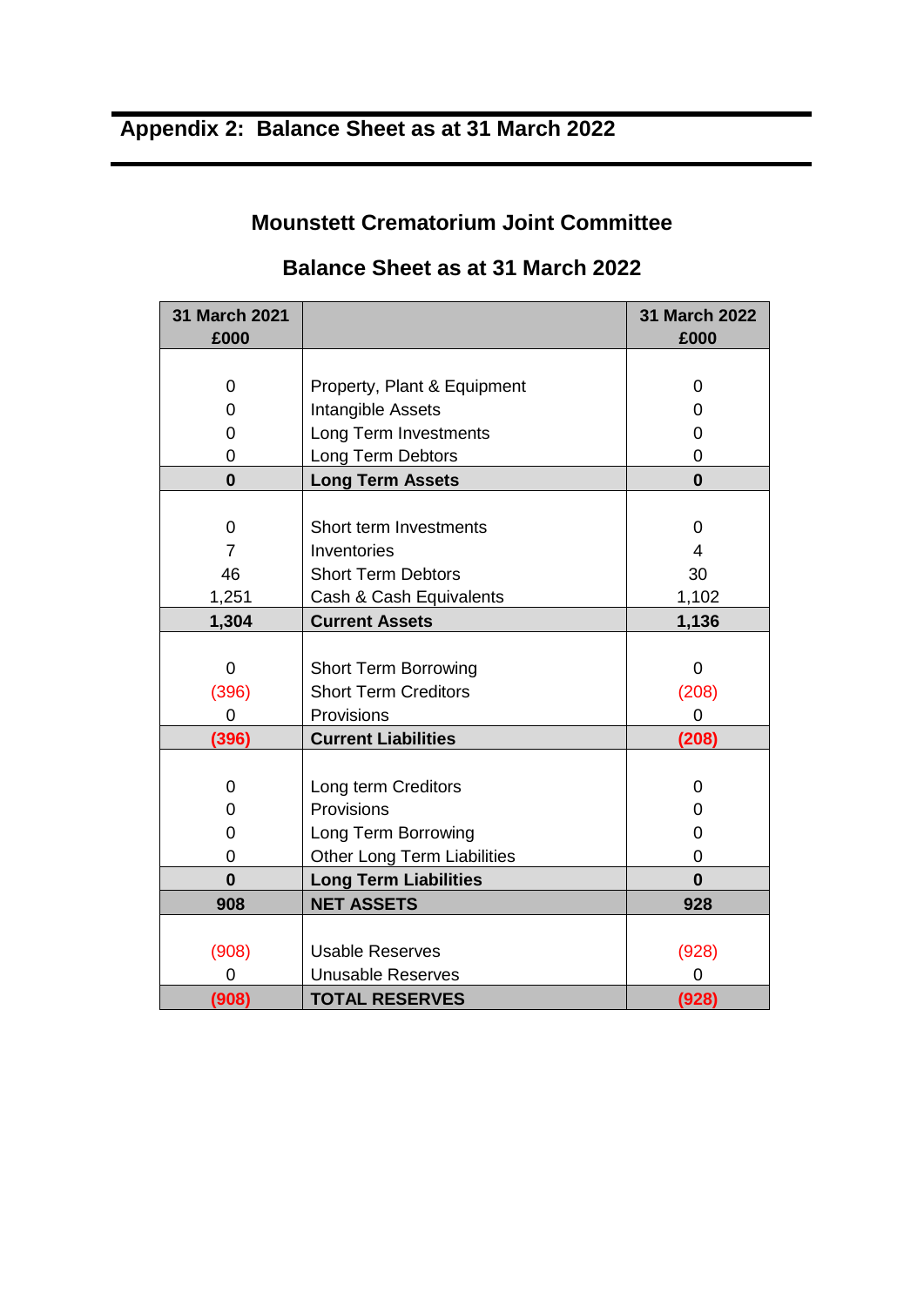## Appendix 2: Balance Sheet as at 31 March 2022

### Mounstett Crematorium Joint Committee

### Balance Sheet as at 31 March 2022

| 31 March 2021 £000 | | 31 March 2022 £000 |
|---|---|---|
| 0 | Property, Plant & Equipment | 0 |
| 0 | Intangible Assets | 0 |
| 0 | Long Term Investments | 0 |
| 0 | Long Term Debtors | 0 |
| **0** | **Long Term Assets** | **0** |
| 0 | Short term Investments | 0 |
| 7 | Inventories | 4 |
| 46 | Short Term Debtors | 30 |
| 1,251 | Cash & Cash Equivalents | 1,102 |
| **1,304** | **Current Assets** | **1,136** |
| 0 | Short Term Borrowing | 0 |
| (396) | Short Term Creditors | (208) |
| 0 | Provisions | 0 |
| **(396)** | **Current Liabilities** | **(208)** |
| 0 | Long term Creditors | 0 |
| 0 | Provisions | 0 |
| 0 | Long Term Borrowing | 0 |
| 0 | Other Long Term Liabilities | 0 |
| **0** | **Long Term Liabilities** | **0** |
| **908** | **NET ASSETS** | **928** |
| (908) | Usable Reserves | (928) |
| 0 | Unusable Reserves | 0 |
| **(908)** | **TOTAL RESERVES** | **(928)** |